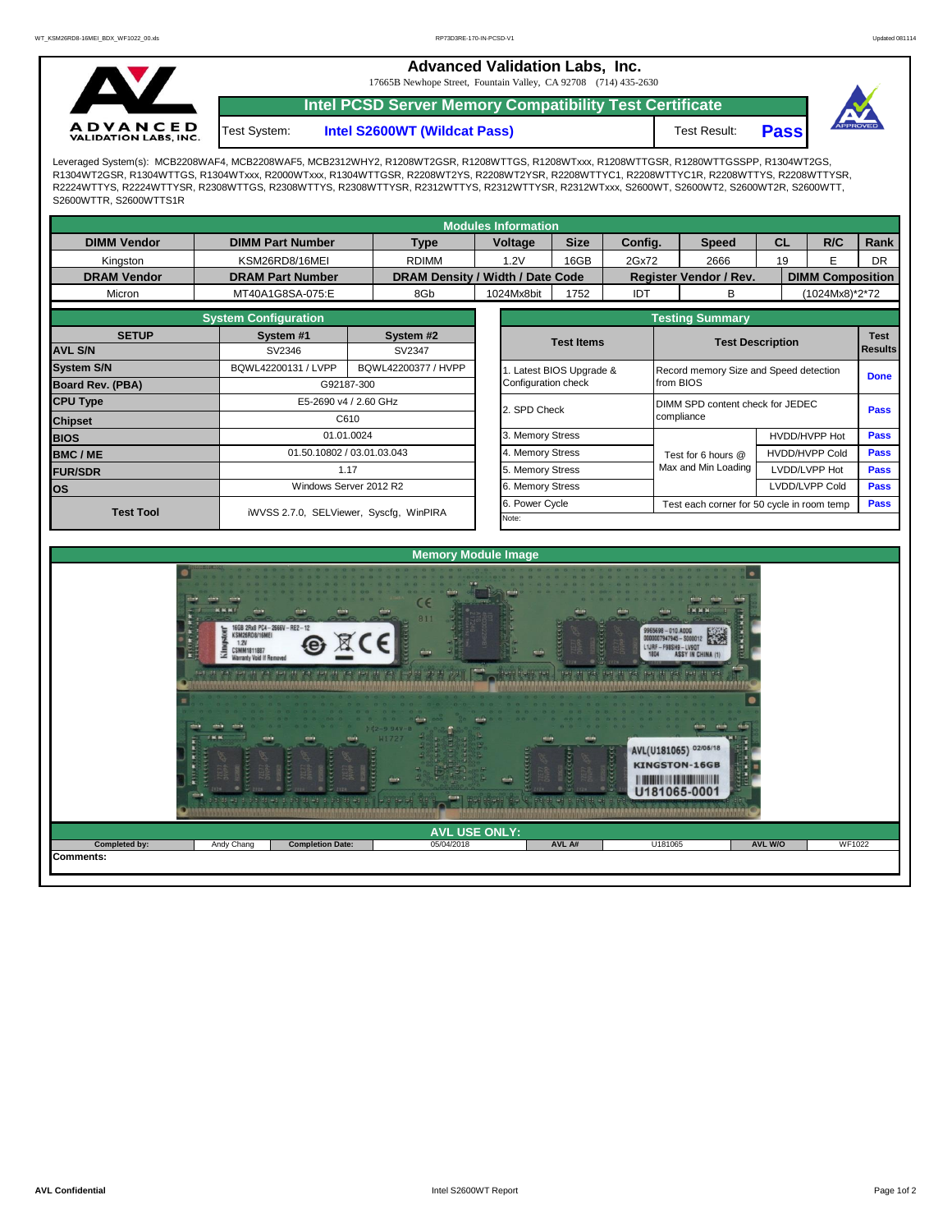# Advanced Validation Labs, Inc.

17665B Newhope Street, Fountain Valley, CA 92708 (714) 435-2630

## Intel PCSD Server Memory Compatibility Test Certificate

Test System: **Intel S2600WT (Wildcat Pass)** Test Result: **Pass**

Leveraged System(s): MCB2208WAF4, MCB2208WAF5, MCB2312WHY2, R1208WT2GSR, R1208WTTGS, R1208WTxxx, R1208WTTGSR, R1280WTTGSSPP, R1304WT2GS, R1304WT2GSR, R1304WTTGS, R1304WTxxx, R2000WTxxx, R1304WTTGSR, R2208WT2YS, R2208WT2YSR, R2208WTTYC1, R2208WTTYC1R, R2208WTTYS, R2208WTTYSR, R2224WTTYS, R2224WTTYSR, R2308WTTGS, R2308WTTYS, R2308WTTYSR, R2312WTTYS, R2312WTTYSR, R2312WTxxx, S2600WT, S2600WT2, S2600WT2R, S2600WTT, S2600WTTR, S2600WTTS1R

### Modules Information

| DIMM Vendor | DIMM Part Number | Type | Voltage | Size | Config. | Speed | CL | R/C | Rank |
|---|---|---|---|---|---|---|---|---|---|
| Kingston | KSM26RD8/16MEI | RDIMM | 1.2V | 16GB | 2Gx72 | 2666 | 19 | E | DR |
| **DRAM Vendor** | **DRAM Part Number** | **DRAM Density / Width / Date Code** | | | **Register Vendor / Rev.** | | **DIMM Composition** | | |
| Micron | MT40A1G8SA-075:E | 8Gb | 1024Mx8bit | 1752 | IDT | B | (1024Mx8)*2*72 | | |

### System Configuration

| SETUP | System #1 | System #2 |
|---|---|---|
| AVL S/N | SV2346 | SV2347 |
| System S/N | BQWL42200131 / LVPP | BQWL42200377 / HVPP |
| Board Rev. (PBA) | G92187-300 | |
| CPU Type | E5-2690 v4 / 2.60 GHz | |
| Chipset | C610 | |
| BIOS | 01.01.0024 | |
| BMC / ME | 01.50.10802 / 03.01.03.043 | |
| FUR/SDR | 1.17 | |
| OS | Windows Server 2012 R2 | |
| Test Tool | iWVSS 2.7.0, SELViewer, Syscfg, WinPIRA | |

### Testing Summary

| Test Items | Test Description | | Test Results |
|---|---|---|---|
| 1. Latest BIOS Upgrade & Configuration check | Record memory Size and Speed detection from BIOS | | Done |
| 2. SPD Check | DIMM SPD content check for JEDEC compliance | | Pass |
| 3. Memory Stress | Test for 6 hours @ Max and Min Loading | HVDD/HVPP Hot | Pass |
| 4. Memory Stress | | HVDD/HVPP Cold | Pass |
| 5. Memory Stress | | LVDD/LVPP Hot | Pass |
| 6. Memory Stress | | LVDD/LVPP Cold | Pass |
| 6. Power Cycle | Test each corner for 50 cycle in room temp | | Pass |

Note:

### Memory Module Image

### AVL USE ONLY:

| Completed by: | Andy Chang | Completion Date: | 05/04/2018 | AVL A# | U181065 | AVL W/O | WF1022 |
|---|---|---|---|---|---|---|---|

Comments: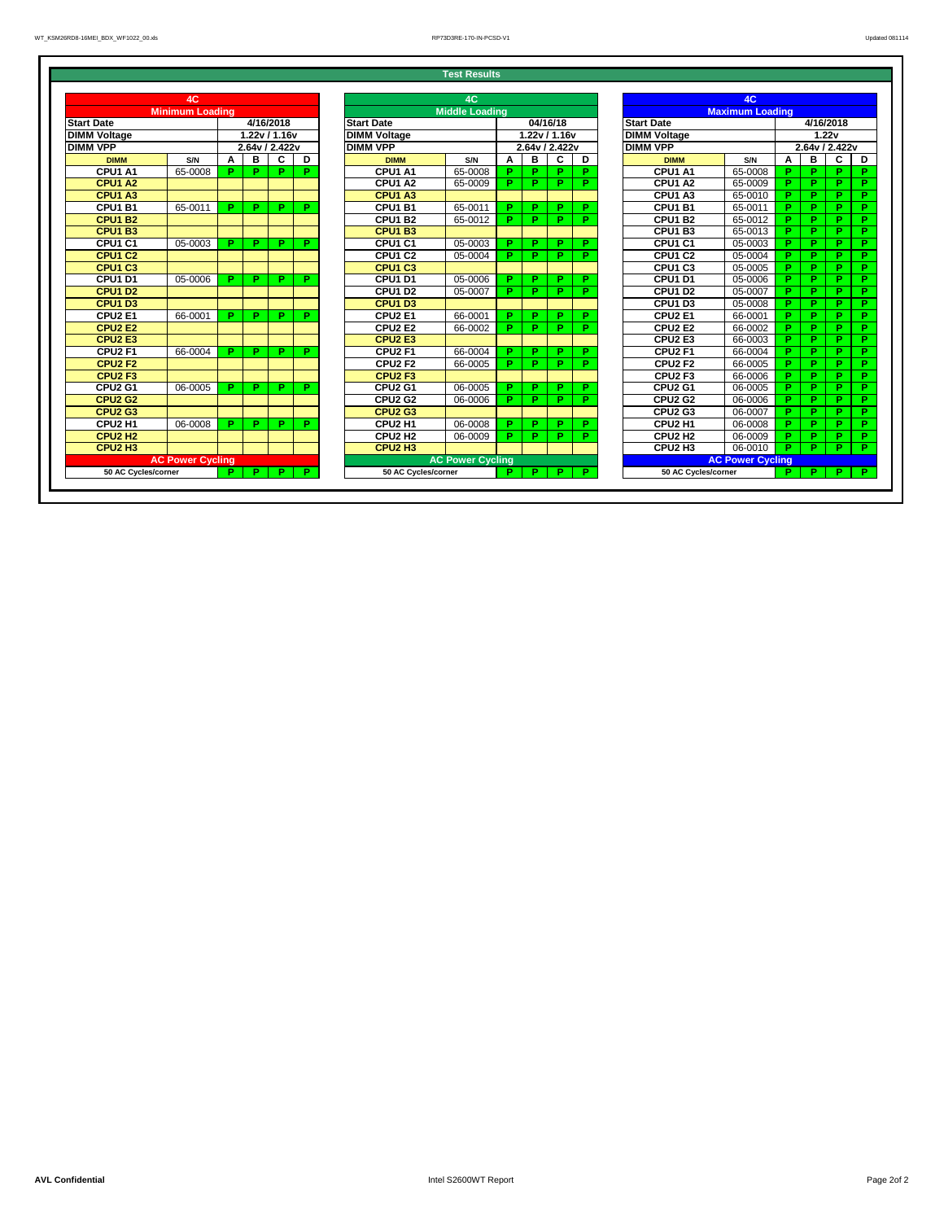# Test Results

## 4C Minimum Loading

| Start Date | | 4/16/2018 | | | |
|---|---|---|---|---|---|
| DIMM Voltage | | 1.22v / 1.16v | | | |
| DIMM VPP | | 2.64v / 2.422v | | | |
| **DIMM** | **S/N** | **A** | **B** | **C** | **D** |
| CPU1 A1 | 65-0008 | P | P | P | P |
| CPU1 A2 | | | | | |
| CPU1 A3 | | | | | |
| CPU1 B1 | 65-0011 | P | P | P | P |
| CPU1 B2 | | | | | |
| CPU1 B3 | | | | | |
| CPU1 C1 | 05-0003 | P | P | P | P |
| CPU1 C2 | | | | | |
| CPU1 C3 | | | | | |
| CPU1 D1 | 05-0006 | P | P | P | P |
| CPU1 D2 | | | | | |
| CPU1 D3 | | | | | |
| CPU2 E1 | 66-0001 | P | P | P | P |
| CPU2 E2 | | | | | |
| CPU2 E3 | | | | | |
| CPU2 F1 | 66-0004 | P | P | P | P |
| CPU2 F2 | | | | | |
| CPU2 F3 | | | | | |
| CPU2 G1 | 06-0005 | P | P | P | P |
| CPU2 G2 | | | | | |
| CPU2 G3 | | | | | |
| CPU2 H1 | 06-0008 | P | P | P | P |
| CPU2 H2 | | | | | |
| CPU2 H3 | | | | | |
| **AC Power Cycling** | | | | | |
| 50 AC Cycles/corner | | P | P | P | P |

## 4C Middle Loading

| Start Date | | 04/16/18 | | | |
|---|---|---|---|---|---|
| DIMM Voltage | | 1.22v / 1.16v | | | |
| DIMM VPP | | 2.64v / 2.422v | | | |
| **DIMM** | **S/N** | **A** | **B** | **C** | **D** |
| CPU1 A1 | 65-0008 | P | P | P | P |
| CPU1 A2 | 65-0009 | P | P | P | P |
| CPU1 A3 | | | | | |
| CPU1 B1 | 65-0011 | P | P | P | P |
| CPU1 B2 | 65-0012 | P | P | P | P |
| CPU1 B3 | | | | | |
| CPU1 C1 | 05-0003 | P | P | P | P |
| CPU1 C2 | 05-0004 | P | P | P | P |
| CPU1 C3 | | | | | |
| CPU1 D1 | 05-0006 | P | P | P | P |
| CPU1 D2 | 05-0007 | P | P | P | P |
| CPU1 D3 | | | | | |
| CPU2 E1 | 66-0001 | P | P | P | P |
| CPU2 E2 | 66-0002 | P | P | P | P |
| CPU2 E3 | | | | | |
| CPU2 F1 | 66-0004 | P | P | P | P |
| CPU2 F2 | 66-0005 | P | P | P | P |
| CPU2 F3 | | | | | |
| CPU2 G1 | 06-0005 | P | P | P | P |
| CPU2 G2 | 06-0006 | P | P | P | P |
| CPU2 G3 | | | | | |
| CPU2 H1 | 06-0008 | P | P | P | P |
| CPU2 H2 | 06-0009 | P | P | P | P |
| CPU2 H3 | | | | | |
| **AC Power Cycling** | | | | | |
| 50 AC Cycles/corner | | P | P | P | P |

## 4C Maximum Loading

| Start Date | | 4/16/2018 | | | |
|---|---|---|---|---|---|
| DIMM Voltage | | 1.22v | | | |
| DIMM VPP | | 2.64v / 2.422v | | | |
| **DIMM** | **S/N** | **A** | **B** | **C** | **D** |
| CPU1 A1 | 65-0008 | P | P | P | P |
| CPU1 A2 | 65-0009 | P | P | P | P |
| CPU1 A3 | 65-0010 | P | P | P | P |
| CPU1 B1 | 65-0011 | P | P | P | P |
| CPU1 B2 | 65-0012 | P | P | P | P |
| CPU1 B3 | 65-0013 | P | P | P | P |
| CPU1 C1 | 05-0003 | P | P | P | P |
| CPU1 C2 | 05-0004 | P | P | P | P |
| CPU1 C3 | 05-0005 | P | P | P | P |
| CPU1 D1 | 05-0006 | P | P | P | P |
| CPU1 D2 | 05-0007 | P | P | P | P |
| CPU1 D3 | 05-0008 | P | P | P | P |
| CPU2 E1 | 66-0001 | P | P | P | P |
| CPU2 E2 | 66-0002 | P | P | P | P |
| CPU2 E3 | 66-0003 | P | P | P | P |
| CPU2 F1 | 66-0004 | P | P | P | P |
| CPU2 F2 | 66-0005 | P | P | P | P |
| CPU2 F3 | 66-0006 | P | P | P | P |
| CPU2 G1 | 06-0005 | P | P | P | P |
| CPU2 G2 | 06-0006 | P | P | P | P |
| CPU2 G3 | 06-0007 | P | P | P | P |
| CPU2 H1 | 06-0008 | P | P | P | P |
| CPU2 H2 | 06-0009 | P | P | P | P |
| CPU2 H3 | 06-0010 | P | P | P | P |
| **AC Power Cycling** | | | | | |
| 50 AC Cycles/corner | | P | P | P | P |